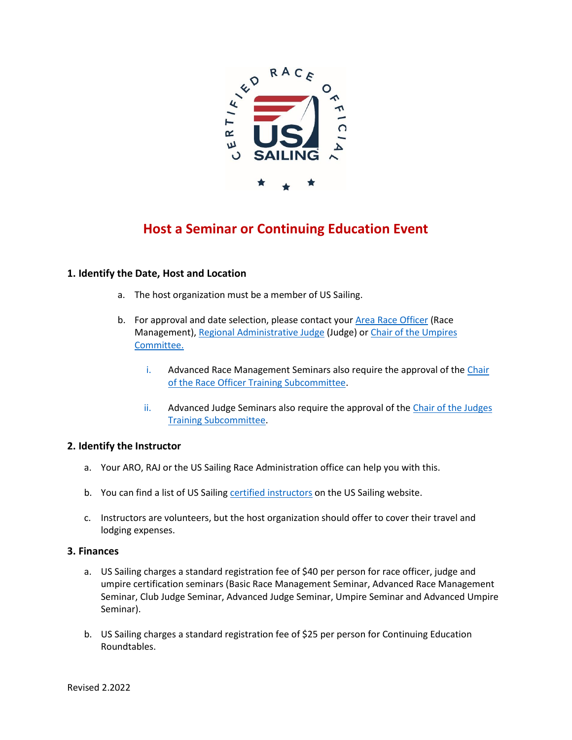# Host a Seminar or Continuing Education Event

## 1. Identify the Date, Host and Location

a. The host organization must be a member of US Sailing.

b. For approval and date selection, please contact your Area Race Officer (Race Management), Regional Administrative Judge (Judge) or Chair of the Umpires Committee.

   i. Advanced Race Management Seminars also require the approval of the Chair of the Race Officer Training Subcommittee.

   ii. Advanced Judge Seminars also require the approval of the Chair of the Judges Training Subcommittee.

## 2. Identify the Instructor

a. Your ARO, RAJ or the US Sailing Race Administration office can help you with this.

b. You can find a list of US Sailing certified instructors on the US Sailing website.

c. Instructors are volunteers, but the host organization should offer to cover their travel and lodging expenses.

## 3. Finances

a. US Sailing charges a standard registration fee of $40 per person for race officer, judge and umpire certification seminars (Basic Race Management Seminar, Advanced Race Management Seminar, Club Judge Seminar, Advanced Judge Seminar, Umpire Seminar and Advanced Umpire Seminar).

b. US Sailing charges a standard registration fee of $25 per person for Continuing Education Roundtables.

Revised 2.2022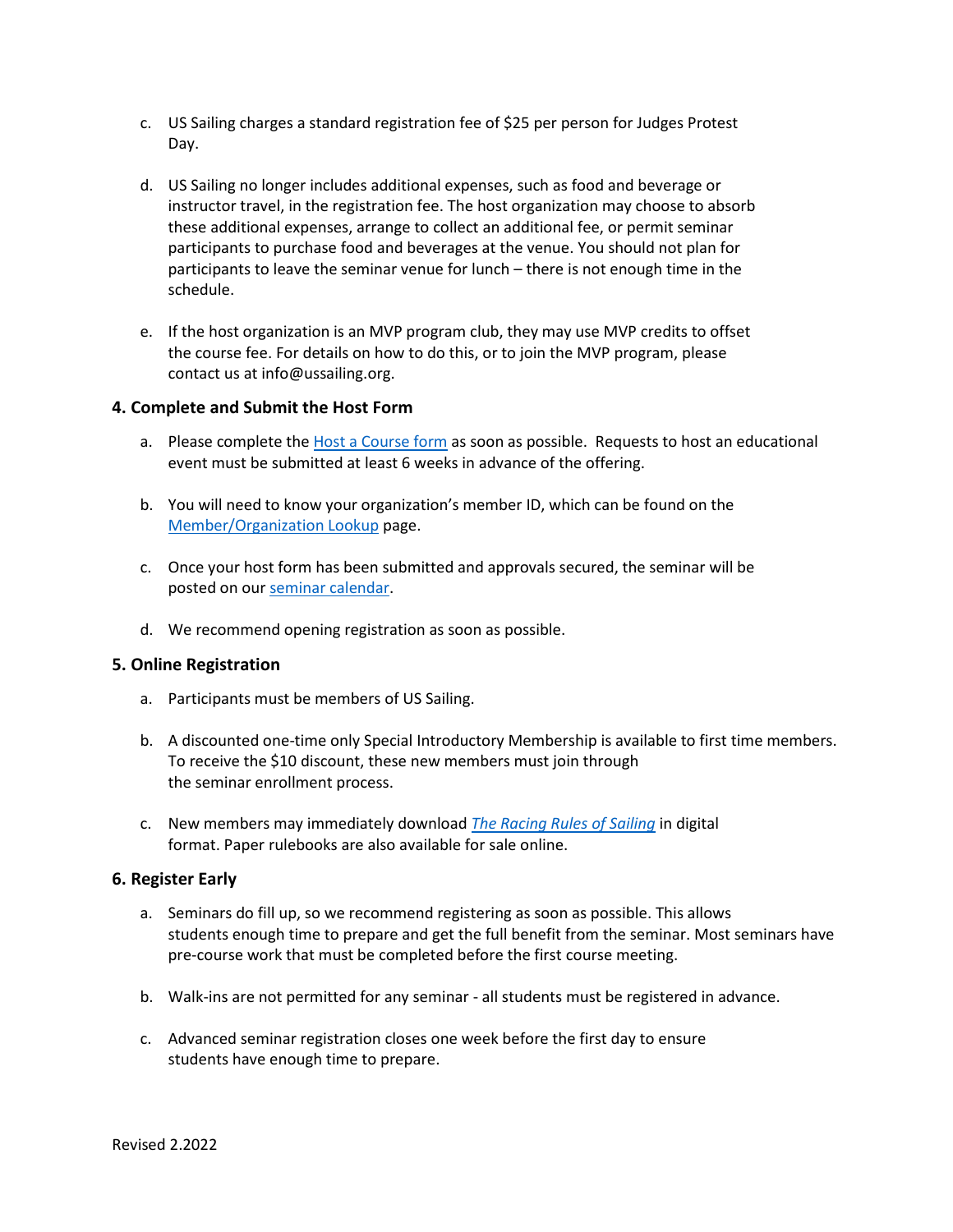c. US Sailing charges a standard registration fee of $25 per person for Judges Protest Day.

d. US Sailing no longer includes additional expenses, such as food and beverage or instructor travel, in the registration fee. The host organization may choose to absorb these additional expenses, arrange to collect an additional fee, or permit seminar participants to purchase food and beverages at the venue. You should not plan for participants to leave the seminar venue for lunch – there is not enough time in the schedule.

e. If the host organization is an MVP program club, they may use MVP credits to offset the course fee. For details on how to do this, or to join the MVP program, please contact us at info@ussailing.org.

### 4. Complete and Submit the Host Form

a. Please complete the Host a Course form as soon as possible. Requests to host an educational event must be submitted at least 6 weeks in advance of the offering.

b. You will need to know your organization's member ID, which can be found on the Member/Organization Lookup page.

c. Once your host form has been submitted and approvals secured, the seminar will be posted on our seminar calendar.

d. We recommend opening registration as soon as possible.

### 5. Online Registration

a. Participants must be members of US Sailing.

b. A discounted one-time only Special Introductory Membership is available to first time members. To receive the $10 discount, these new members must join through the seminar enrollment process.

c. New members may immediately download *The Racing Rules of Sailing* in digital format. Paper rulebooks are also available for sale online.

### 6. Register Early

a. Seminars do fill up, so we recommend registering as soon as possible. This allows students enough time to prepare and get the full benefit from the seminar. Most seminars have pre-course work that must be completed before the first course meeting.

b. Walk-ins are not permitted for any seminar - all students must be registered in advance.

c. Advanced seminar registration closes one week before the first day to ensure students have enough time to prepare.

Revised 2.2022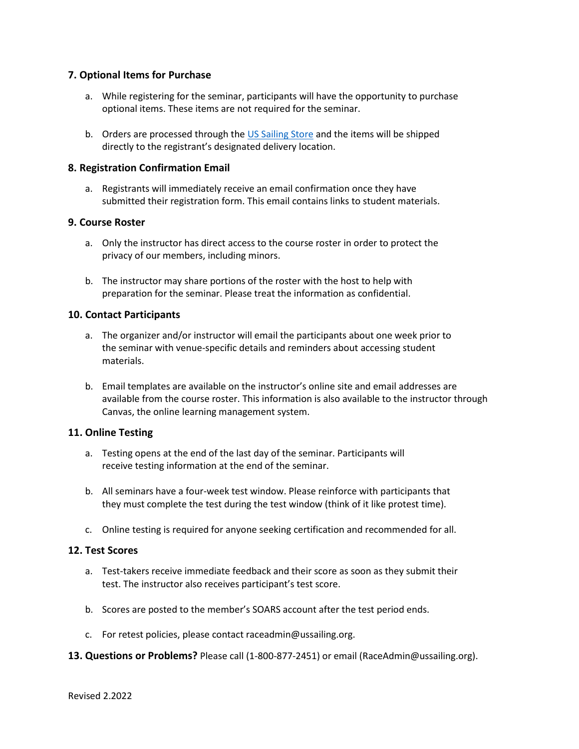### 7. Optional Items for Purchase

a. While registering for the seminar, participants will have the opportunity to purchase optional items. These items are not required for the seminar.

b. Orders are processed through the US Sailing Store and the items will be shipped directly to the registrant's designated delivery location.

### 8. Registration Confirmation Email

a. Registrants will immediately receive an email confirmation once they have submitted their registration form. This email contains links to student materials.

### 9. Course Roster

a. Only the instructor has direct access to the course roster in order to protect the privacy of our members, including minors.

b. The instructor may share portions of the roster with the host to help with preparation for the seminar. Please treat the information as confidential.

### 10. Contact Participants

a. The organizer and/or instructor will email the participants about one week prior to the seminar with venue-specific details and reminders about accessing student materials.

b. Email templates are available on the instructor's online site and email addresses are available from the course roster. This information is also available to the instructor through Canvas, the online learning management system.

### 11. Online Testing

a. Testing opens at the end of the last day of the seminar. Participants will receive testing information at the end of the seminar.

b. All seminars have a four-week test window. Please reinforce with participants that they must complete the test during the test window (think of it like protest time).

c. Online testing is required for anyone seeking certification and recommended for all.

### 12. Test Scores

a. Test-takers receive immediate feedback and their score as soon as they submit their test. The instructor also receives participant's test score.

b. Scores are posted to the member's SOARS account after the test period ends.

c. For retest policies, please contact raceadmin@ussailing.org.

**13. Questions or Problems?** Please call (1-800-877-2451) or email (RaceAdmin@ussailing.org).

Revised 2.2022